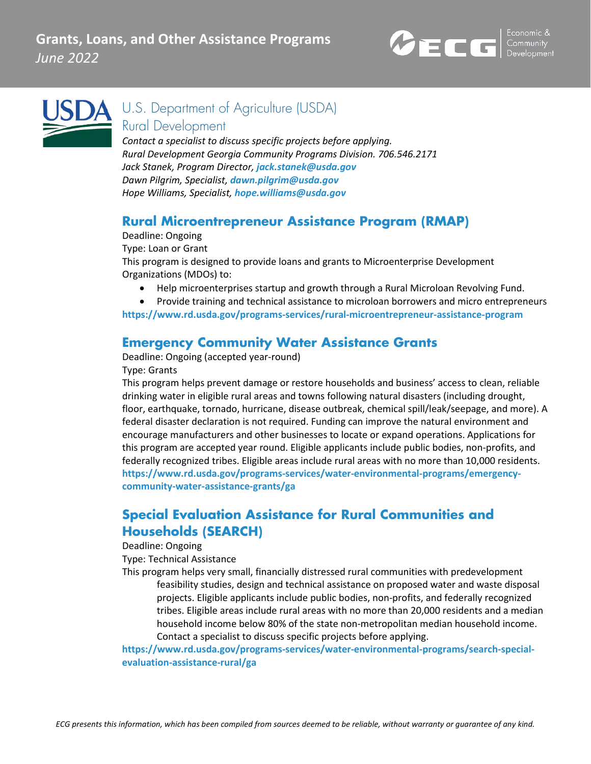# Grants, Loans, and Other Assistance Programs

*June 2022*

## U.S. Department of Agriculture (USDA) Rural Development

*Contact a specialist to discuss specific projects before applying.*
*Rural Development Georgia Community Programs Division. 706.546.2171*
*Jack Stanek, Program Director, **jack.stanek@usda.gov***
*Dawn Pilgrim, Specialist, **dawn.pilgrim@usda.gov***
*Hope Williams, Specialist, **hope.williams@usda.gov***

### Rural Microentrepreneur Assistance Program (RMAP)

Deadline: Ongoing
Type: Loan or Grant
This program is designed to provide loans and grants to Microenterprise Development Organizations (MDOs) to:

- Help microenterprises startup and growth through a Rural Microloan Revolving Fund.
- Provide training and technical assistance to microloan borrowers and micro entrepreneurs

**https://www.rd.usda.gov/programs-services/rural-microentrepreneur-assistance-program**

### Emergency Community Water Assistance Grants

Deadline: Ongoing (accepted year-round)
Type: Grants
This program helps prevent damage or restore households and business' access to clean, reliable drinking water in eligible rural areas and towns following natural disasters (including drought, floor, earthquake, tornado, hurricane, disease outbreak, chemical spill/leak/seepage, and more). A federal disaster declaration is not required. Funding can improve the natural environment and encourage manufacturers and other businesses to locate or expand operations. Applications for this program are accepted year round. Eligible applicants include public bodies, non-profits, and federally recognized tribes. Eligible areas include rural areas with no more than 10,000 residents.
**https://www.rd.usda.gov/programs-services/water-environmental-programs/emergency-community-water-assistance-grants/ga**

### Special Evaluation Assistance for Rural Communities and Households (SEARCH)

Deadline: Ongoing
Type: Technical Assistance
This program helps very small, financially distressed rural communities with predevelopment feasibility studies, design and technical assistance on proposed water and waste disposal projects. Eligible applicants include public bodies, non-profits, and federally recognized tribes. Eligible areas include rural areas with no more than 20,000 residents and a median household income below 80% of the state non-metropolitan median household income. Contact a specialist to discuss specific projects before applying.
**https://www.rd.usda.gov/programs-services/water-environmental-programs/search-special-evaluation-assistance-rural/ga**

*ECG presents this information, which has been compiled from sources deemed to be reliable, without warranty or guarantee of any kind.*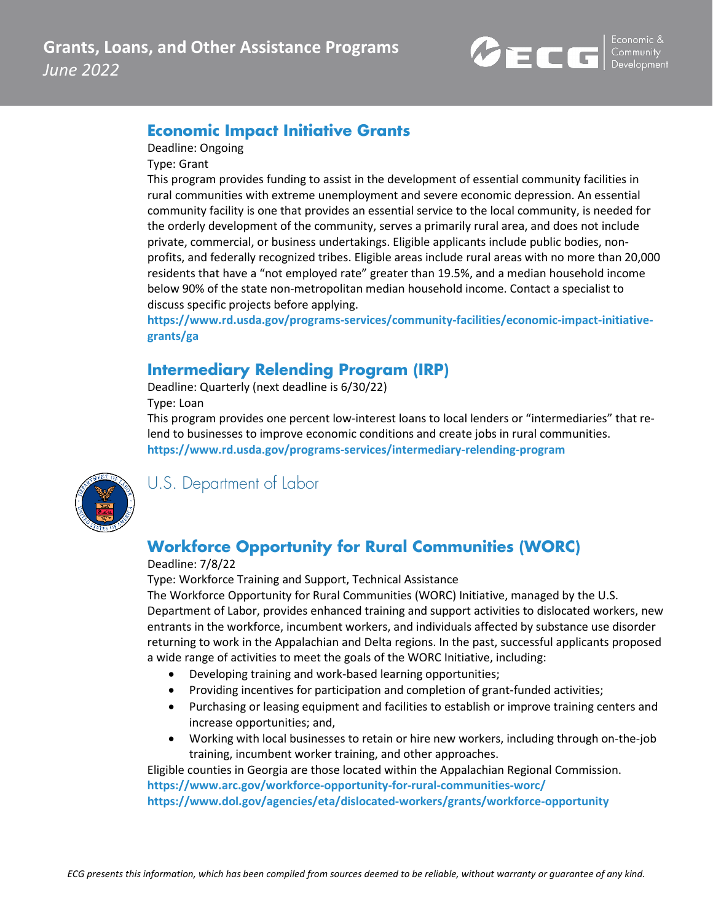## Economic Impact Initiative Grants

Deadline: Ongoing

Type: Grant

This program provides funding to assist in the development of essential community facilities in rural communities with extreme unemployment and severe economic depression. An essential community facility is one that provides an essential service to the local community, is needed for the orderly development of the community, serves a primarily rural area, and does not include private, commercial, or business undertakings. Eligible applicants include public bodies, non-profits, and federally recognized tribes. Eligible areas include rural areas with no more than 20,000 residents that have a "not employed rate" greater than 19.5%, and a median household income below 90% of the state non-metropolitan median household income. Contact a specialist to discuss specific projects before applying.

**https://www.rd.usda.gov/programs-services/community-facilities/economic-impact-initiative-grants/ga**

## Intermediary Relending Program (IRP)

Deadline: Quarterly (next deadline is 6/30/22)

Type: Loan

This program provides one percent low-interest loans to local lenders or "intermediaries" that re-lend to businesses to improve economic conditions and create jobs in rural communities.

**https://www.rd.usda.gov/programs-services/intermediary-relending-program**

# U.S. Department of Labor

## Workforce Opportunity for Rural Communities (WORC)

Deadline: 7/8/22

Type: Workforce Training and Support, Technical Assistance

The Workforce Opportunity for Rural Communities (WORC) Initiative, managed by the U.S. Department of Labor, provides enhanced training and support activities to dislocated workers, new entrants in the workforce, incumbent workers, and individuals affected by substance use disorder returning to work in the Appalachian and Delta regions. In the past, successful applicants proposed a wide range of activities to meet the goals of the WORC Initiative, including:

- Developing training and work-based learning opportunities;
- Providing incentives for participation and completion of grant-funded activities;
- Purchasing or leasing equipment and facilities to establish or improve training centers and increase opportunities; and,
- Working with local businesses to retain or hire new workers, including through on-the-job training, incumbent worker training, and other approaches.

Eligible counties in Georgia are those located within the Appalachian Regional Commission.

**https://www.arc.gov/workforce-opportunity-for-rural-communities-worc/**

**https://www.dol.gov/agencies/eta/dislocated-workers/grants/workforce-opportunity**

*ECG presents this information, which has been compiled from sources deemed to be reliable, without warranty or guarantee of any kind.*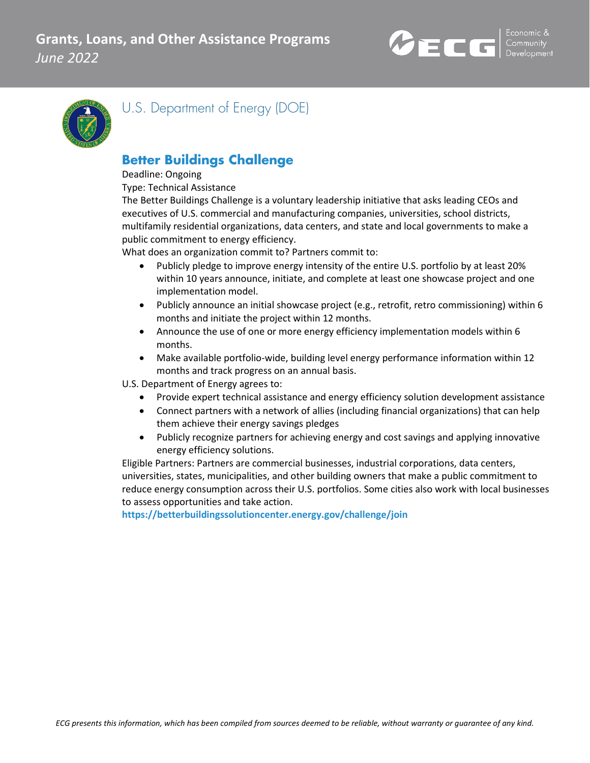## U.S. Department of Energy (DOE)

### Better Buildings Challenge

Deadline: Ongoing

Type: Technical Assistance

The Better Buildings Challenge is a voluntary leadership initiative that asks leading CEOs and executives of U.S. commercial and manufacturing companies, universities, school districts, multifamily residential organizations, data centers, and state and local governments to make a public commitment to energy efficiency.

What does an organization commit to? Partners commit to:

- Publicly pledge to improve energy intensity of the entire U.S. portfolio by at least 20% within 10 years announce, initiate, and complete at least one showcase project and one implementation model.
- Publicly announce an initial showcase project (e.g., retrofit, retro commissioning) within 6 months and initiate the project within 12 months.
- Announce the use of one or more energy efficiency implementation models within 6 months.
- Make available portfolio-wide, building level energy performance information within 12 months and track progress on an annual basis.

U.S. Department of Energy agrees to:

- Provide expert technical assistance and energy efficiency solution development assistance
- Connect partners with a network of allies (including financial organizations) that can help them achieve their energy savings pledges
- Publicly recognize partners for achieving energy and cost savings and applying innovative energy efficiency solutions.

Eligible Partners: Partners are commercial businesses, industrial corporations, data centers, universities, states, municipalities, and other building owners that make a public commitment to reduce energy consumption across their U.S. portfolios. Some cities also work with local businesses to assess opportunities and take action.

**https://betterbuildingssolutioncenter.energy.gov/challenge/join**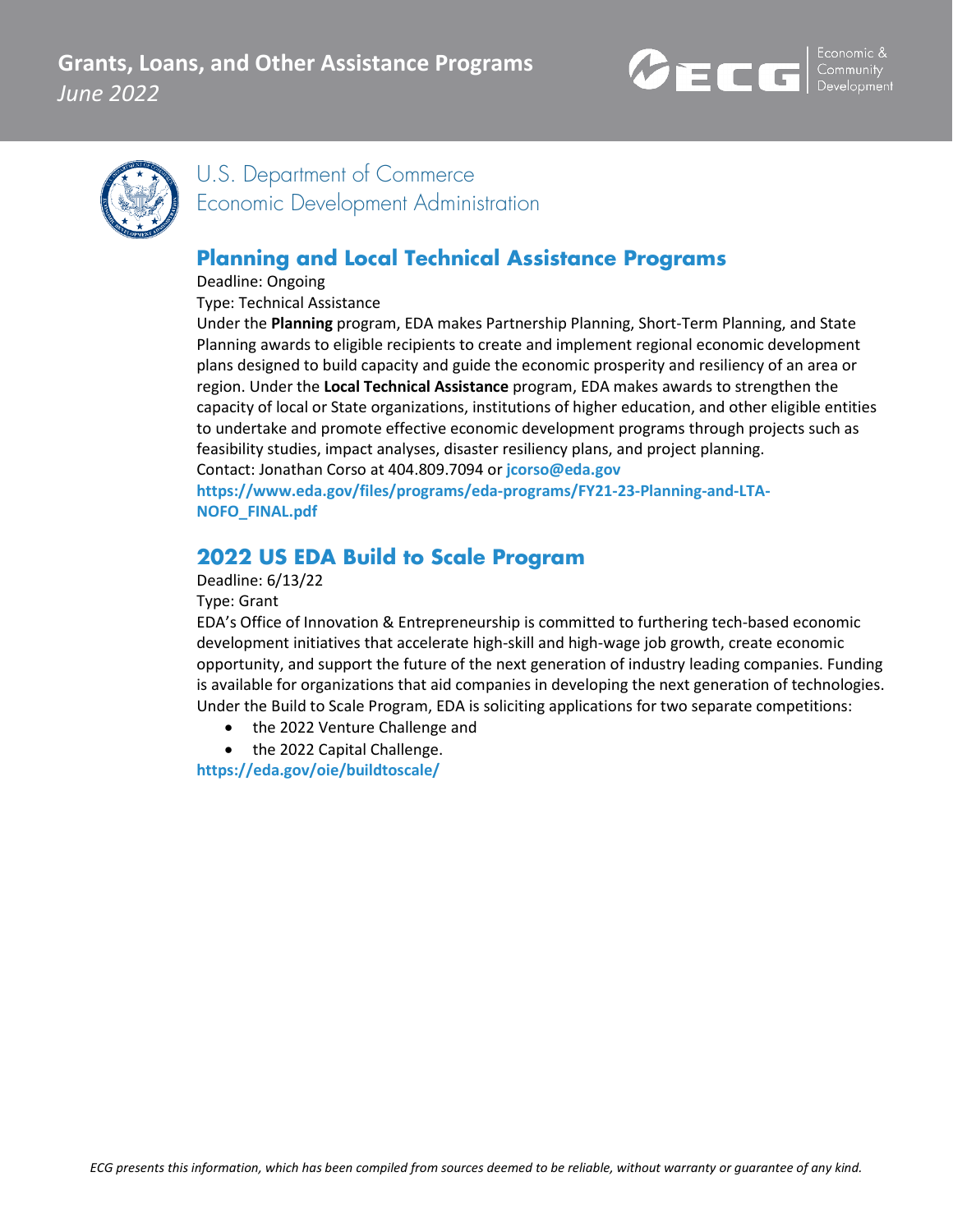## U.S. Department of Commerce
## Economic Development Administration

### Planning and Local Technical Assistance Programs

Deadline: Ongoing

Type: Technical Assistance

Under the **Planning** program, EDA makes Partnership Planning, Short-Term Planning, and State Planning awards to eligible recipients to create and implement regional economic development plans designed to build capacity and guide the economic prosperity and resiliency of an area or region. Under the **Local Technical Assistance** program, EDA makes awards to strengthen the capacity of local or State organizations, institutions of higher education, and other eligible entities to undertake and promote effective economic development programs through projects such as feasibility studies, impact analyses, disaster resiliency plans, and project planning.

Contact: Jonathan Corso at 404.809.7094 or **jcorso@eda.gov**

**https://www.eda.gov/files/programs/eda-programs/FY21-23-Planning-and-LTA-NOFO_FINAL.pdf**

### 2022 US EDA Build to Scale Program

Deadline: 6/13/22

Type: Grant

EDA's Office of Innovation & Entrepreneurship is committed to furthering tech-based economic development initiatives that accelerate high-skill and high-wage job growth, create economic opportunity, and support the future of the next generation of industry leading companies. Funding is available for organizations that aid companies in developing the next generation of technologies. Under the Build to Scale Program, EDA is soliciting applications for two separate competitions:

- the 2022 Venture Challenge and
- the 2022 Capital Challenge.

**https://eda.gov/oie/buildtoscale/**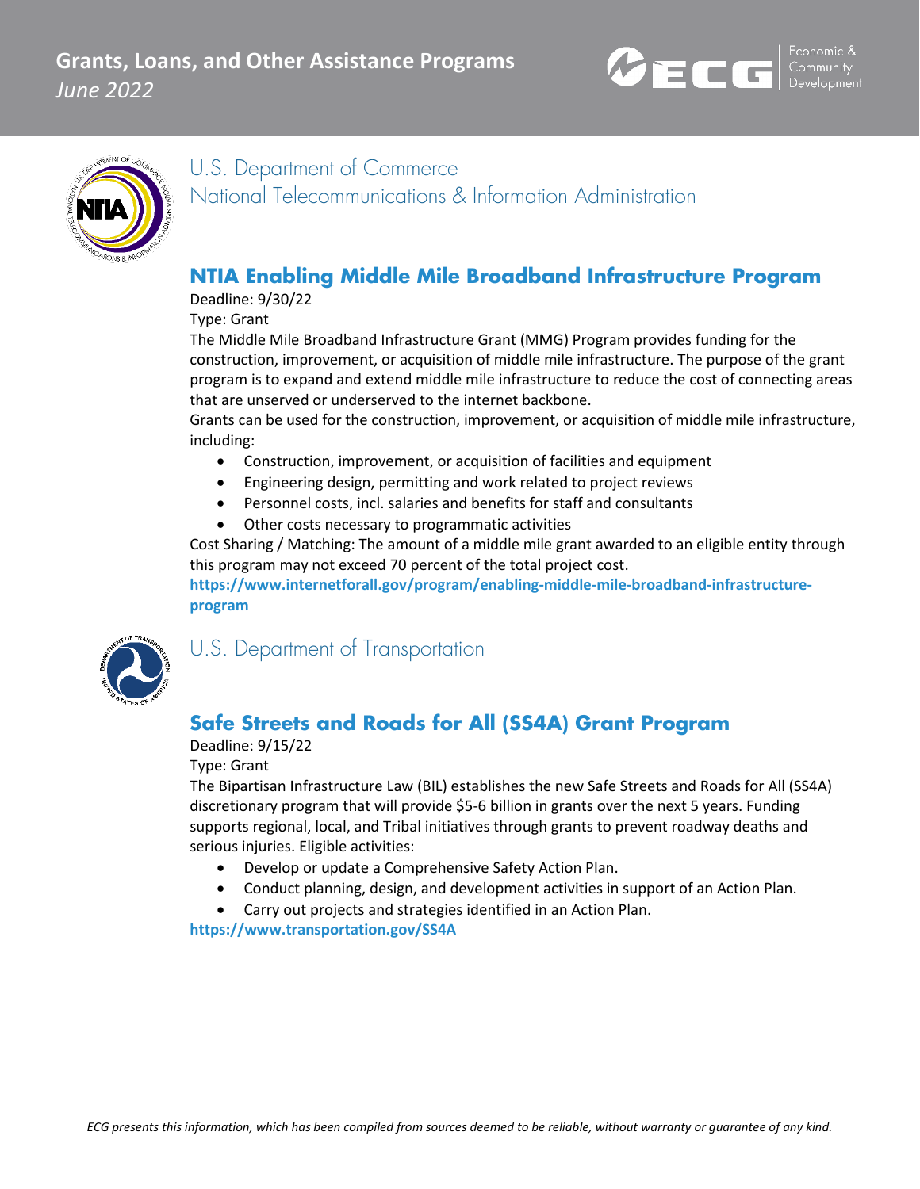## U.S. Department of Commerce
## National Telecommunications & Information Administration

### NTIA Enabling Middle Mile Broadband Infrastructure Program

Deadline: 9/30/22

Type: Grant

The Middle Mile Broadband Infrastructure Grant (MMG) Program provides funding for the construction, improvement, or acquisition of middle mile infrastructure. The purpose of the grant program is to expand and extend middle mile infrastructure to reduce the cost of connecting areas that are unserved or underserved to the internet backbone.

Grants can be used for the construction, improvement, or acquisition of middle mile infrastructure, including:

- Construction, improvement, or acquisition of facilities and equipment
- Engineering design, permitting and work related to project reviews
- Personnel costs, incl. salaries and benefits for staff and consultants
- Other costs necessary to programmatic activities

Cost Sharing / Matching: The amount of a middle mile grant awarded to an eligible entity through this program may not exceed 70 percent of the total project cost.

**https://www.internetforall.gov/program/enabling-middle-mile-broadband-infrastructure-program**

## U.S. Department of Transportation

### Safe Streets and Roads for All (SS4A) Grant Program

Deadline: 9/15/22

Type: Grant

The Bipartisan Infrastructure Law (BIL) establishes the new Safe Streets and Roads for All (SS4A) discretionary program that will provide $5-6 billion in grants over the next 5 years. Funding supports regional, local, and Tribal initiatives through grants to prevent roadway deaths and serious injuries. Eligible activities:

- Develop or update a Comprehensive Safety Action Plan.
- Conduct planning, design, and development activities in support of an Action Plan.
- Carry out projects and strategies identified in an Action Plan.

**https://www.transportation.gov/SS4A**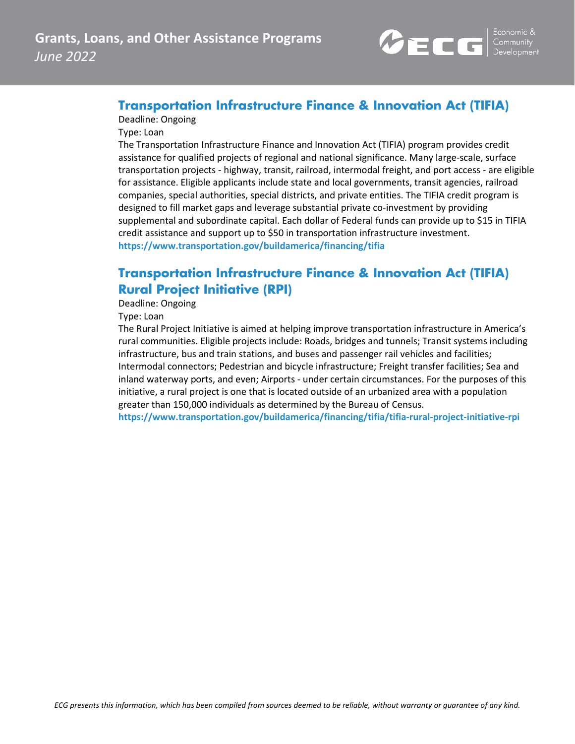## Transportation Infrastructure Finance & Innovation Act (TIFIA)

Deadline: Ongoing

Type: Loan

The Transportation Infrastructure Finance and Innovation Act (TIFIA) program provides credit assistance for qualified projects of regional and national significance. Many large-scale, surface transportation projects - highway, transit, railroad, intermodal freight, and port access - are eligible for assistance. Eligible applicants include state and local governments, transit agencies, railroad companies, special authorities, special districts, and private entities. The TIFIA credit program is designed to fill market gaps and leverage substantial private co-investment by providing supplemental and subordinate capital. Each dollar of Federal funds can provide up to $15 in TIFIA credit assistance and support up to $50 in transportation infrastructure investment.

**https://www.transportation.gov/buildamerica/financing/tifia**

## Transportation Infrastructure Finance & Innovation Act (TIFIA) Rural Project Initiative (RPI)

Deadline: Ongoing

Type: Loan

The Rural Project Initiative is aimed at helping improve transportation infrastructure in America's rural communities. Eligible projects include: Roads, bridges and tunnels; Transit systems including infrastructure, bus and train stations, and buses and passenger rail vehicles and facilities; Intermodal connectors; Pedestrian and bicycle infrastructure; Freight transfer facilities; Sea and inland waterway ports, and even; Airports - under certain circumstances. For the purposes of this initiative, a rural project is one that is located outside of an urbanized area with a population greater than 150,000 individuals as determined by the Bureau of Census.

**https://www.transportation.gov/buildamerica/financing/tifia/tifia-rural-project-initiative-rpi**

*ECG presents this information, which has been compiled from sources deemed to be reliable, without warranty or guarantee of any kind.*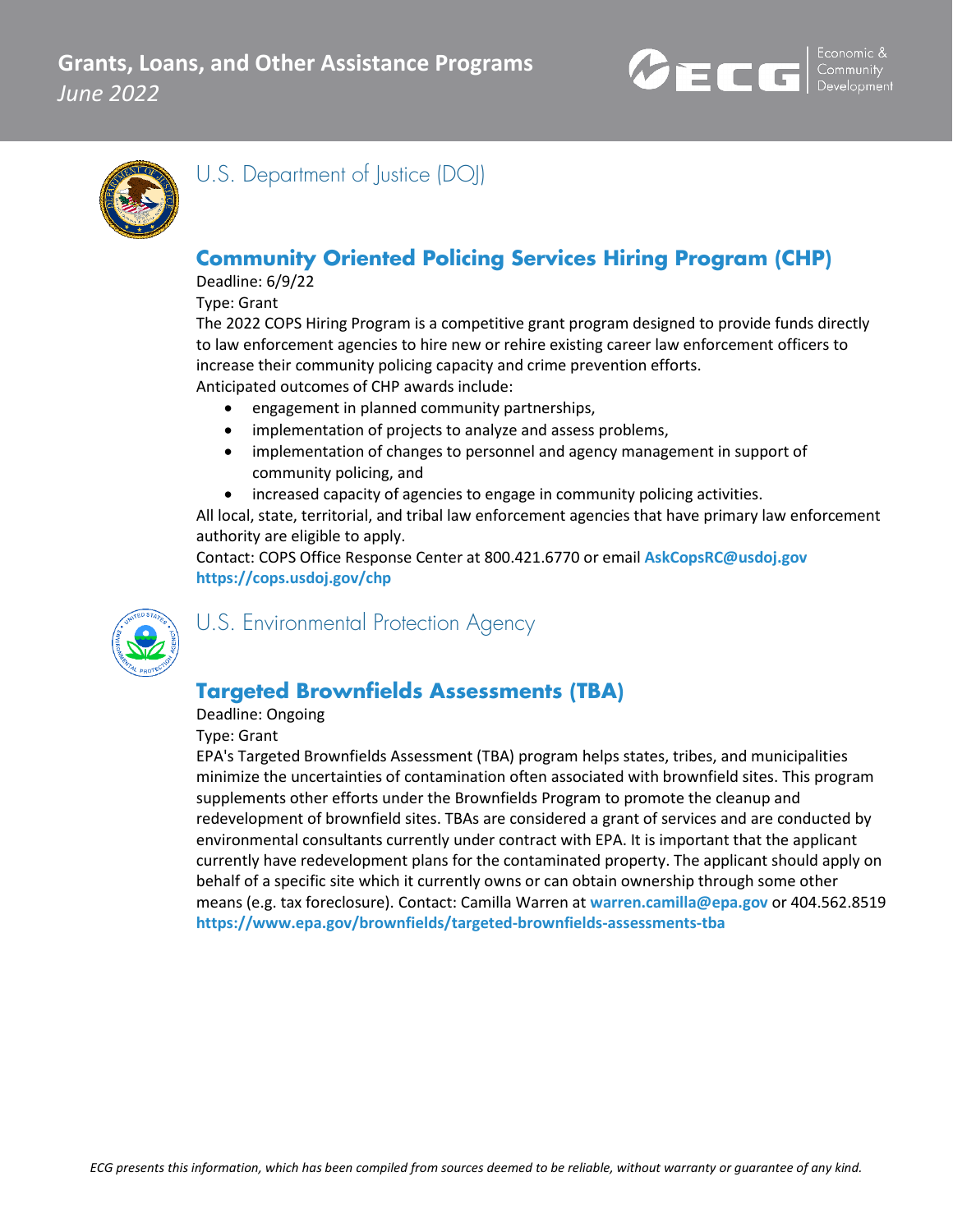## U.S. Department of Justice (DOJ)

### Community Oriented Policing Services Hiring Program (CHP)

Deadline: 6/9/22

Type: Grant

The 2022 COPS Hiring Program is a competitive grant program designed to provide funds directly to law enforcement agencies to hire new or rehire existing career law enforcement officers to increase their community policing capacity and crime prevention efforts.

Anticipated outcomes of CHP awards include:

- engagement in planned community partnerships,
- implementation of projects to analyze and assess problems,
- implementation of changes to personnel and agency management in support of community policing, and
- increased capacity of agencies to engage in community policing activities.

All local, state, territorial, and tribal law enforcement agencies that have primary law enforcement authority are eligible to apply.

Contact: COPS Office Response Center at 800.421.6770 or email **AskCopsRC@usdoj.gov**

**https://cops.usdoj.gov/chp**

## U.S. Environmental Protection Agency

### Targeted Brownfields Assessments (TBA)

Deadline: Ongoing

Type: Grant

EPA's Targeted Brownfields Assessment (TBA) program helps states, tribes, and municipalities minimize the uncertainties of contamination often associated with brownfield sites. This program supplements other efforts under the Brownfields Program to promote the cleanup and redevelopment of brownfield sites. TBAs are considered a grant of services and are conducted by environmental consultants currently under contract with EPA. It is important that the applicant currently have redevelopment plans for the contaminated property. The applicant should apply on behalf of a specific site which it currently owns or can obtain ownership through some other means (e.g. tax foreclosure). Contact: Camilla Warren at **warren.camilla@epa.gov** or 404.562.8519

**https://www.epa.gov/brownfields/targeted-brownfields-assessments-tba**

*ECG presents this information, which has been compiled from sources deemed to be reliable, without warranty or guarantee of any kind.*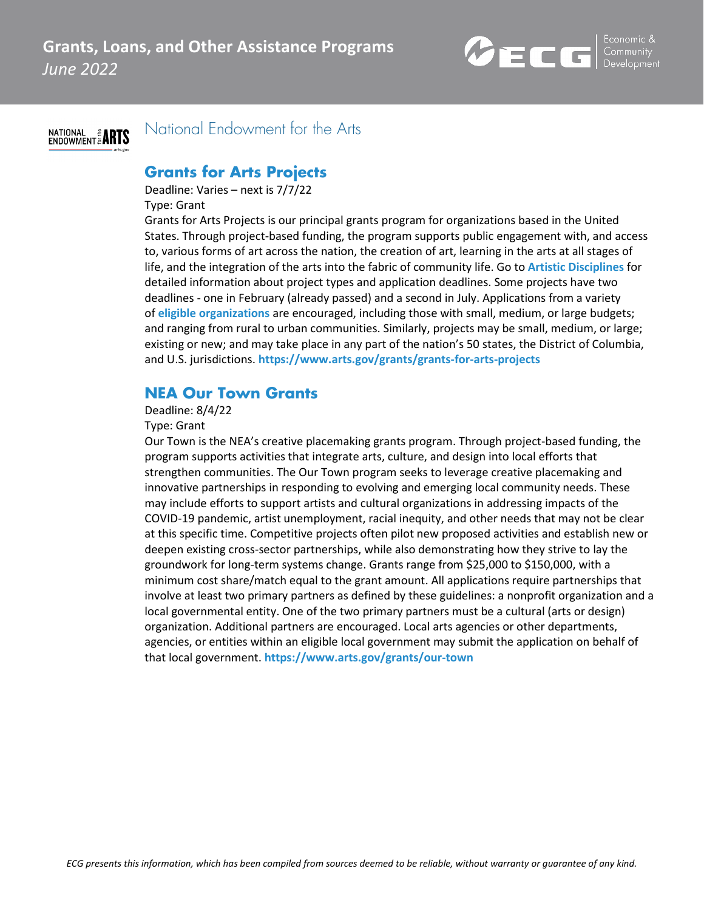## National Endowment for the Arts

### Grants for Arts Projects

Deadline: Varies – next is 7/7/22
Type: Grant
Grants for Arts Projects is our principal grants program for organizations based in the United States. Through project-based funding, the program supports public engagement with, and access to, various forms of art across the nation, the creation of art, learning in the arts at all stages of life, and the integration of the arts into the fabric of community life. Go to **Artistic Disciplines** for detailed information about project types and application deadlines. Some projects have two deadlines - one in February (already passed) and a second in July. Applications from a variety of **eligible organizations** are encouraged, including those with small, medium, or large budgets; and ranging from rural to urban communities. Similarly, projects may be small, medium, or large; existing or new; and may take place in any part of the nation's 50 states, the District of Columbia, and U.S. jurisdictions. **https://www.arts.gov/grants/grants-for-arts-projects**

### NEA Our Town Grants

Deadline: 8/4/22
Type: Grant
Our Town is the NEA's creative placemaking grants program. Through project-based funding, the program supports activities that integrate arts, culture, and design into local efforts that strengthen communities. The Our Town program seeks to leverage creative placemaking and innovative partnerships in responding to evolving and emerging local community needs. These may include efforts to support artists and cultural organizations in addressing impacts of the COVID-19 pandemic, artist unemployment, racial inequity, and other needs that may not be clear at this specific time. Competitive projects often pilot new proposed activities and establish new or deepen existing cross-sector partnerships, while also demonstrating how they strive to lay the groundwork for long-term systems change. Grants range from $25,000 to $150,000, with a minimum cost share/match equal to the grant amount. All applications require partnerships that involve at least two primary partners as defined by these guidelines: a nonprofit organization and a local governmental entity. One of the two primary partners must be a cultural (arts or design) organization. Additional partners are encouraged. Local arts agencies or other departments, agencies, or entities within an eligible local government may submit the application on behalf of that local government. **https://www.arts.gov/grants/our-town**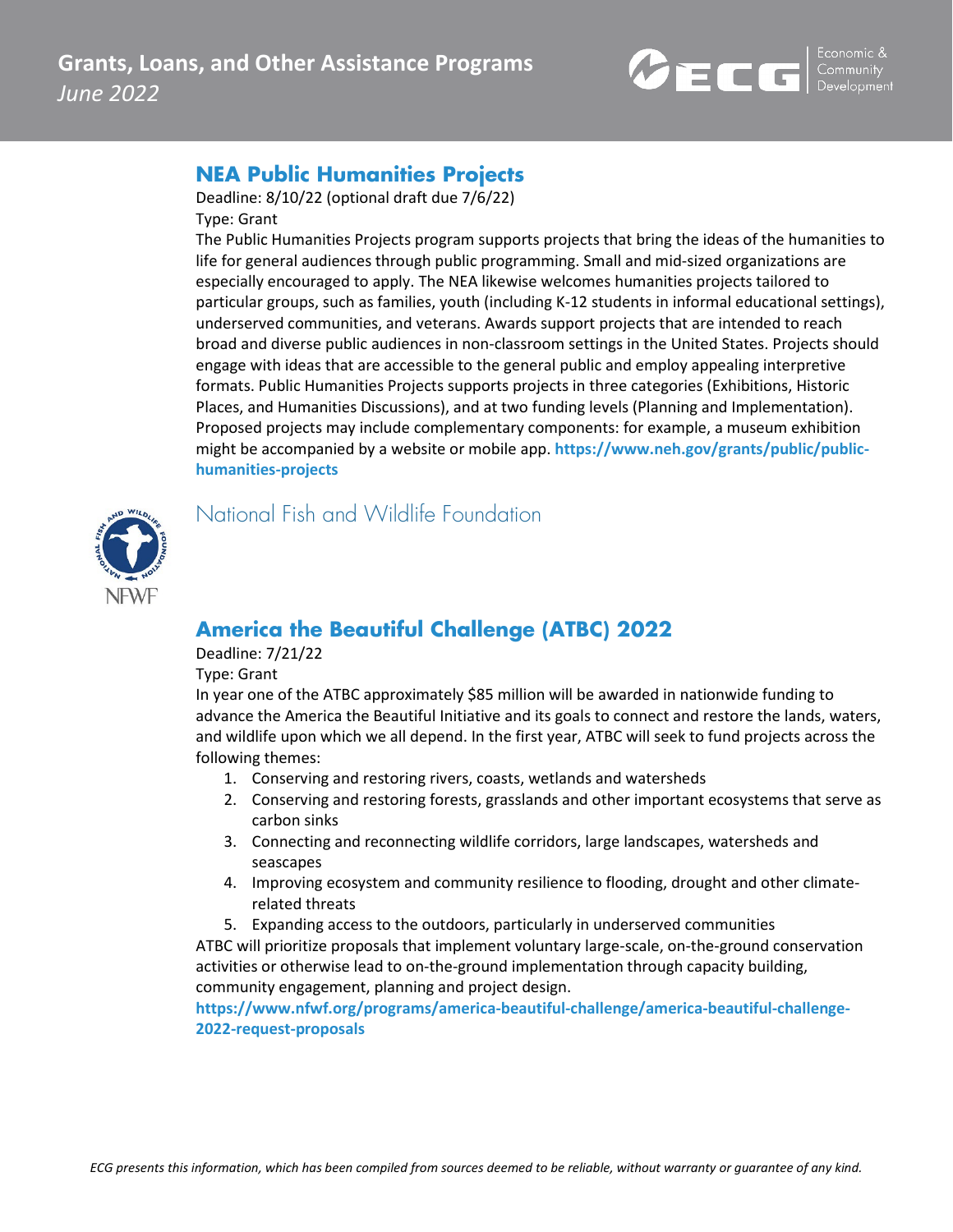## NEA Public Humanities Projects

Deadline: 8/10/22 (optional draft due 7/6/22)
Type: Grant
The Public Humanities Projects program supports projects that bring the ideas of the humanities to life for general audiences through public programming. Small and mid-sized organizations are especially encouraged to apply. The NEA likewise welcomes humanities projects tailored to particular groups, such as families, youth (including K-12 students in informal educational settings), underserved communities, and veterans. Awards support projects that are intended to reach broad and diverse public audiences in non-classroom settings in the United States. Projects should engage with ideas that are accessible to the general public and employ appealing interpretive formats. Public Humanities Projects supports projects in three categories (Exhibitions, Historic Places, and Humanities Discussions), and at two funding levels (Planning and Implementation). Proposed projects may include complementary components: for example, a museum exhibition might be accompanied by a website or mobile app. **https://www.neh.gov/grants/public/public-humanities-projects**

# National Fish and Wildlife Foundation

## America the Beautiful Challenge (ATBC) 2022

Deadline: 7/21/22
Type: Grant
In year one of the ATBC approximately $85 million will be awarded in nationwide funding to advance the America the Beautiful Initiative and its goals to connect and restore the lands, waters, and wildlife upon which we all depend. In the first year, ATBC will seek to fund projects across the following themes:

1. Conserving and restoring rivers, coasts, wetlands and watersheds
2. Conserving and restoring forests, grasslands and other important ecosystems that serve as carbon sinks
3. Connecting and reconnecting wildlife corridors, large landscapes, watersheds and seascapes
4. Improving ecosystem and community resilience to flooding, drought and other climate-related threats
5. Expanding access to the outdoors, particularly in underserved communities

ATBC will prioritize proposals that implement voluntary large-scale, on-the-ground conservation activities or otherwise lead to on-the-ground implementation through capacity building, community engagement, planning and project design.
**https://www.nfwf.org/programs/america-beautiful-challenge/america-beautiful-challenge-2022-request-proposals**

*ECG presents this information, which has been compiled from sources deemed to be reliable, without warranty or guarantee of any kind.*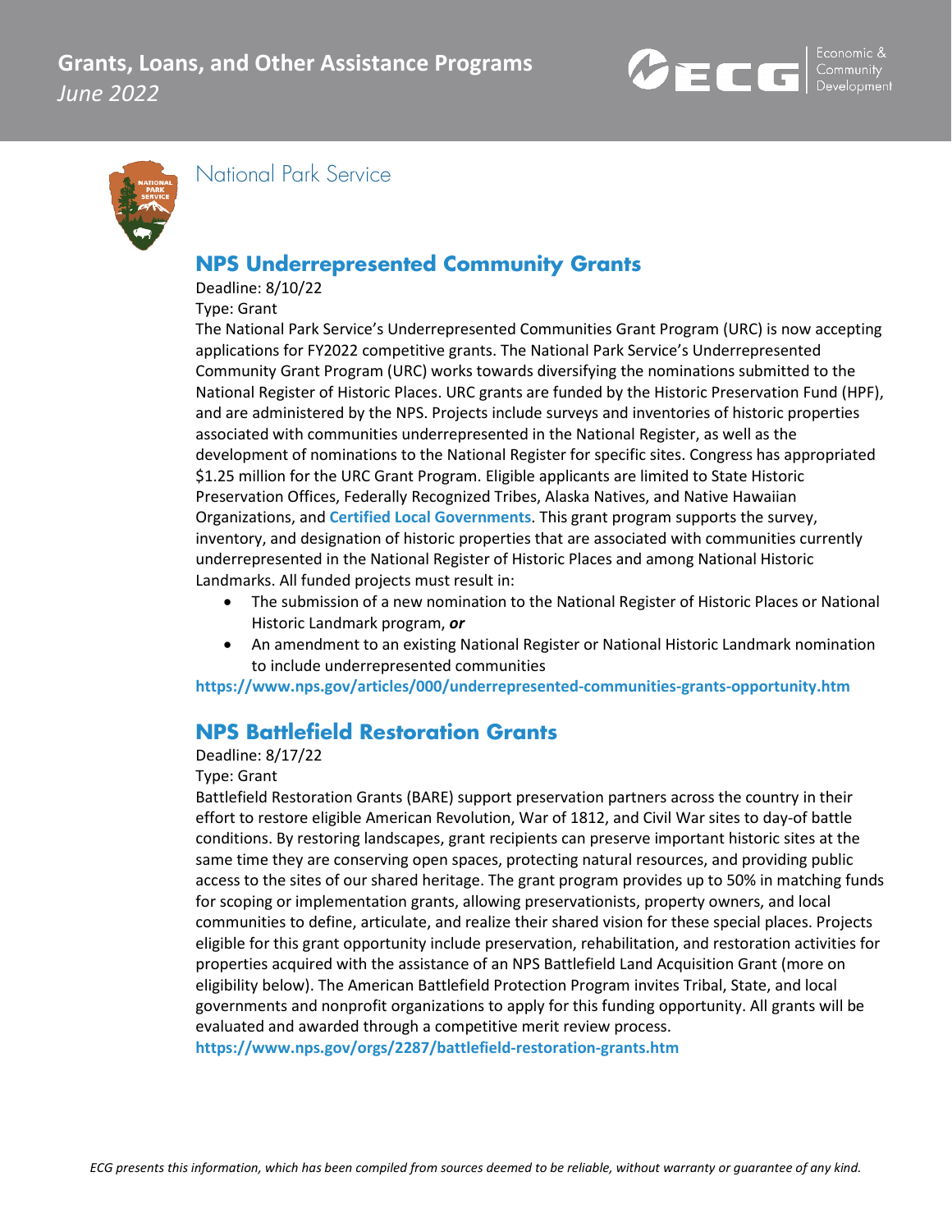## National Park Service

### NPS Underrepresented Community Grants

Deadline: 8/10/22

Type: Grant

The National Park Service's Underrepresented Communities Grant Program (URC) is now accepting applications for FY2022 competitive grants. The National Park Service's Underrepresented Community Grant Program (URC) works towards diversifying the nominations submitted to the National Register of Historic Places. URC grants are funded by the Historic Preservation Fund (HPF), and are administered by the NPS. Projects include surveys and inventories of historic properties associated with communities underrepresented in the National Register, as well as the development of nominations to the National Register for specific sites. Congress has appropriated $1.25 million for the URC Grant Program. Eligible applicants are limited to State Historic Preservation Offices, Federally Recognized Tribes, Alaska Natives, and Native Hawaiian Organizations, and **Certified Local Governments**. This grant program supports the survey, inventory, and designation of historic properties that are associated with communities currently underrepresented in the National Register of Historic Places and among National Historic Landmarks. All funded projects must result in:

- The submission of a new nomination to the National Register of Historic Places or National Historic Landmark program, ***or***
- An amendment to an existing National Register or National Historic Landmark nomination to include underrepresented communities

**https://www.nps.gov/articles/000/underrepresented-communities-grants-opportunity.htm**

### NPS Battlefield Restoration Grants

Deadline: 8/17/22

Type: Grant

Battlefield Restoration Grants (BARE) support preservation partners across the country in their effort to restore eligible American Revolution, War of 1812, and Civil War sites to day-of battle conditions. By restoring landscapes, grant recipients can preserve important historic sites at the same time they are conserving open spaces, protecting natural resources, and providing public access to the sites of our shared heritage. The grant program provides up to 50% in matching funds for scoping or implementation grants, allowing preservationists, property owners, and local communities to define, articulate, and realize their shared vision for these special places. Projects eligible for this grant opportunity include preservation, rehabilitation, and restoration activities for properties acquired with the assistance of an NPS Battlefield Land Acquisition Grant (more on eligibility below). The American Battlefield Protection Program invites Tribal, State, and local governments and nonprofit organizations to apply for this funding opportunity. All grants will be evaluated and awarded through a competitive merit review process.

**https://www.nps.gov/orgs/2287/battlefield-restoration-grants.htm**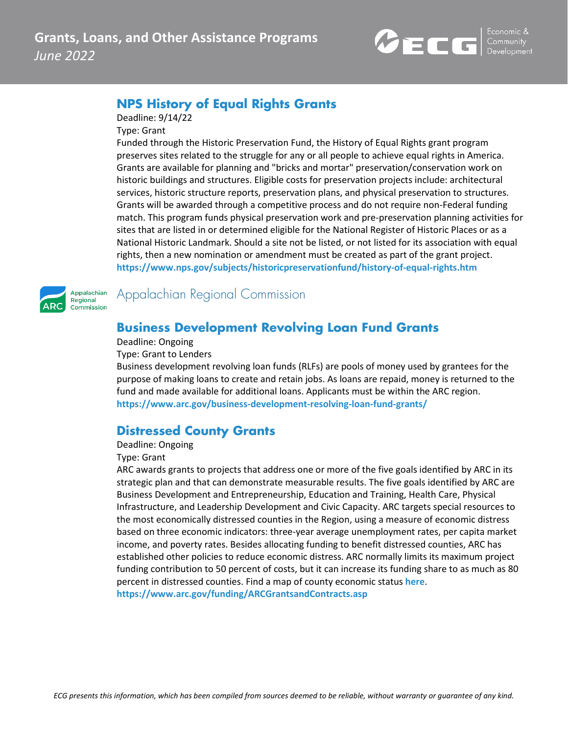## NPS History of Equal Rights Grants

Deadline: 9/14/22

Type: Grant

Funded through the Historic Preservation Fund, the History of Equal Rights grant program preserves sites related to the struggle for any or all people to achieve equal rights in America. Grants are available for planning and "bricks and mortar" preservation/conservation work on historic buildings and structures. Eligible costs for preservation projects include: architectural services, historic structure reports, preservation plans, and physical preservation to structures. Grants will be awarded through a competitive process and do not require non-Federal funding match. This program funds physical preservation work and pre-preservation planning activities for sites that are listed in or determined eligible for the National Register of Historic Places or as a National Historic Landmark. Should a site not be listed, or not listed for its association with equal rights, then a new nomination or amendment must be created as part of the grant project.

**https://www.nps.gov/subjects/historicpreservationfund/history-of-equal-rights.htm**

# Appalachian Regional Commission

## Business Development Revolving Loan Fund Grants

Deadline: Ongoing

Type: Grant to Lenders

Business development revolving loan funds (RLFs) are pools of money used by grantees for the purpose of making loans to create and retain jobs. As loans are repaid, money is returned to the fund and made available for additional loans. Applicants must be within the ARC region.

**https://www.arc.gov/business-development-resolving-loan-fund-grants/**

## Distressed County Grants

Deadline: Ongoing

Type: Grant

ARC awards grants to projects that address one or more of the five goals identified by ARC in its strategic plan and that can demonstrate measurable results. The five goals identified by ARC are Business Development and Entrepreneurship, Education and Training, Health Care, Physical Infrastructure, and Leadership Development and Civic Capacity. ARC targets special resources to the most economically distressed counties in the Region, using a measure of economic distress based on three economic indicators: three-year average unemployment rates, per capita market income, and poverty rates. Besides allocating funding to benefit distressed counties, ARC has established other policies to reduce economic distress. ARC normally limits its maximum project funding contribution to 50 percent of costs, but it can increase its funding share to as much as 80 percent in distressed counties. Find a map of county economic status **here**.

**https://www.arc.gov/funding/ARCGrantsandContracts.asp**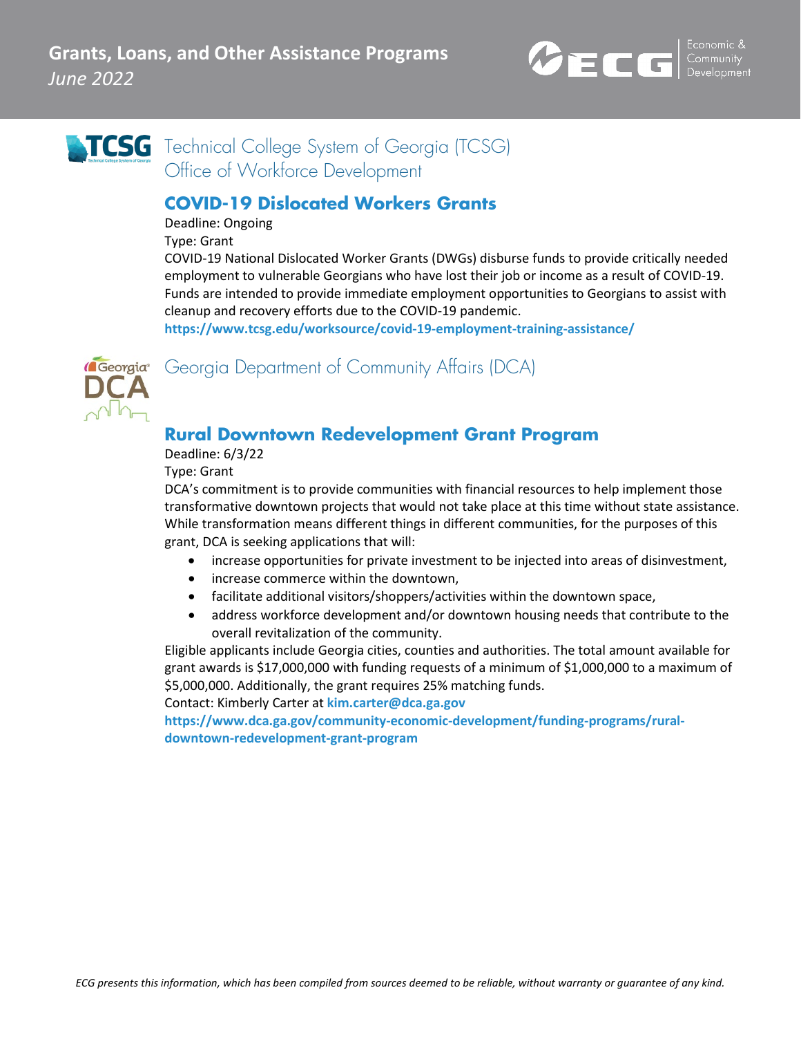## Technical College System of Georgia (TCSG) Office of Workforce Development

### COVID-19 Dislocated Workers Grants

Deadline: Ongoing

Type: Grant

COVID-19 National Dislocated Worker Grants (DWGs) disburse funds to provide critically needed employment to vulnerable Georgians who have lost their job or income as a result of COVID-19. Funds are intended to provide immediate employment opportunities to Georgians to assist with cleanup and recovery efforts due to the COVID-19 pandemic.

**https://www.tcsg.edu/worksource/covid-19-employment-training-assistance/**

## Georgia Department of Community Affairs (DCA)

### Rural Downtown Redevelopment Grant Program

Deadline: 6/3/22

Type: Grant

DCA's commitment is to provide communities with financial resources to help implement those transformative downtown projects that would not take place at this time without state assistance. While transformation means different things in different communities, for the purposes of this grant, DCA is seeking applications that will:

- increase opportunities for private investment to be injected into areas of disinvestment,
- increase commerce within the downtown,
- facilitate additional visitors/shoppers/activities within the downtown space,
- address workforce development and/or downtown housing needs that contribute to the overall revitalization of the community.

Eligible applicants include Georgia cities, counties and authorities. The total amount available for grant awards is $17,000,000 with funding requests of a minimum of $1,000,000 to a maximum of $5,000,000. Additionally, the grant requires 25% matching funds.

Contact: Kimberly Carter at **kim.carter@dca.ga.gov**

**https://www.dca.ga.gov/community-economic-development/funding-programs/rural-downtown-redevelopment-grant-program**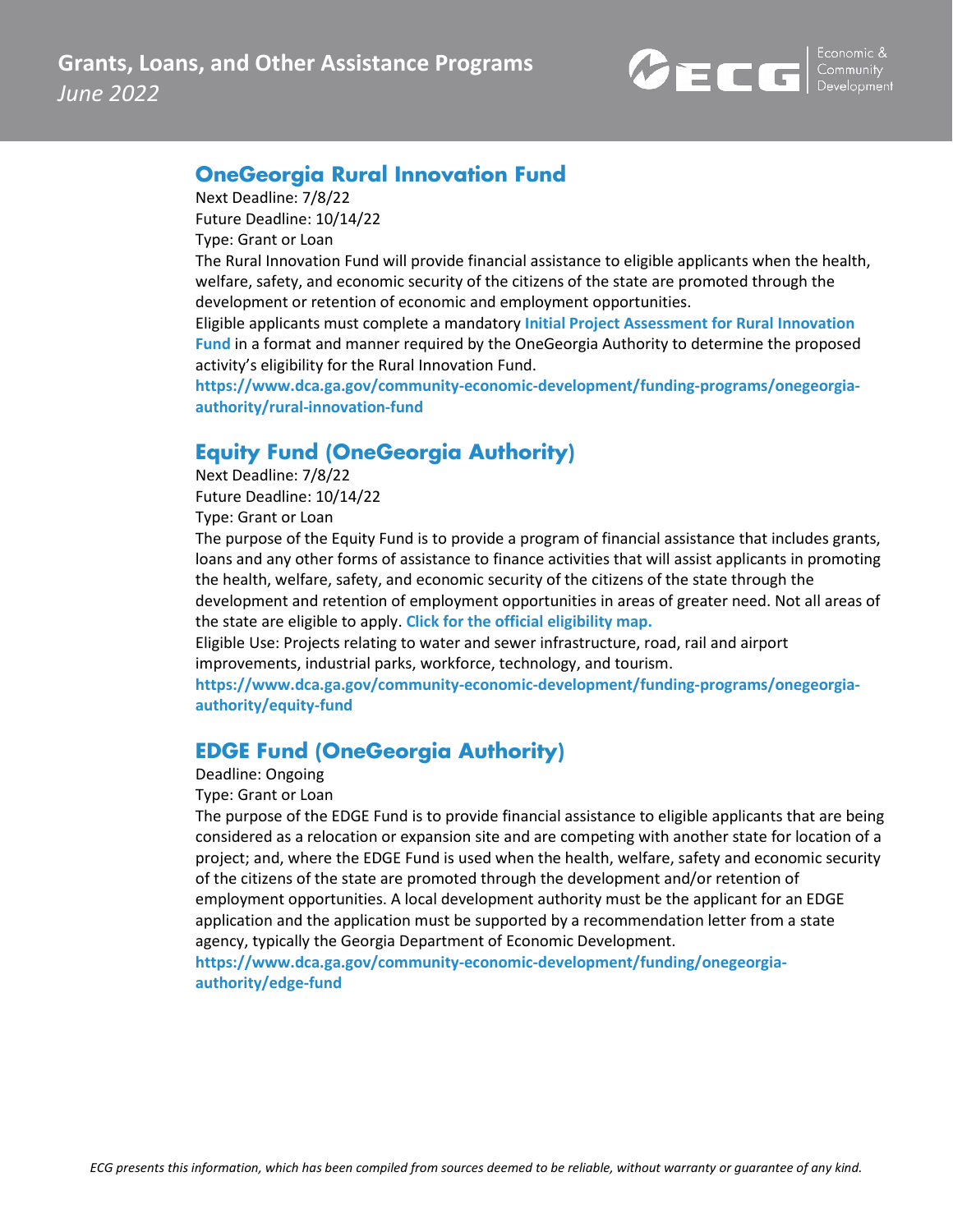## OneGeorgia Rural Innovation Fund

Next Deadline: 7/8/22
Future Deadline: 10/14/22
Type: Grant or Loan
The Rural Innovation Fund will provide financial assistance to eligible applicants when the health, welfare, safety, and economic security of the citizens of the state are promoted through the development or retention of economic and employment opportunities.
Eligible applicants must complete a mandatory **Initial Project Assessment for Rural Innovation Fund** in a format and manner required by the OneGeorgia Authority to determine the proposed activity's eligibility for the Rural Innovation Fund.
**https://www.dca.ga.gov/community-economic-development/funding-programs/onegeorgia-authority/rural-innovation-fund**

## Equity Fund (OneGeorgia Authority)

Next Deadline: 7/8/22
Future Deadline: 10/14/22
Type: Grant or Loan
The purpose of the Equity Fund is to provide a program of financial assistance that includes grants, loans and any other forms of assistance to finance activities that will assist applicants in promoting the health, welfare, safety, and economic security of the citizens of the state through the development and retention of employment opportunities in areas of greater need. Not all areas of the state are eligible to apply. **Click for the official eligibility map.**
Eligible Use: Projects relating to water and sewer infrastructure, road, rail and airport improvements, industrial parks, workforce, technology, and tourism.
**https://www.dca.ga.gov/community-economic-development/funding-programs/onegeorgia-authority/equity-fund**

## EDGE Fund (OneGeorgia Authority)

Deadline: Ongoing
Type: Grant or Loan
The purpose of the EDGE Fund is to provide financial assistance to eligible applicants that are being considered as a relocation or expansion site and are competing with another state for location of a project; and, where the EDGE Fund is used when the health, welfare, safety and economic security of the citizens of the state are promoted through the development and/or retention of employment opportunities. A local development authority must be the applicant for an EDGE application and the application must be supported by a recommendation letter from a state agency, typically the Georgia Department of Economic Development.
**https://www.dca.ga.gov/community-economic-development/funding/onegeorgia-authority/edge-fund**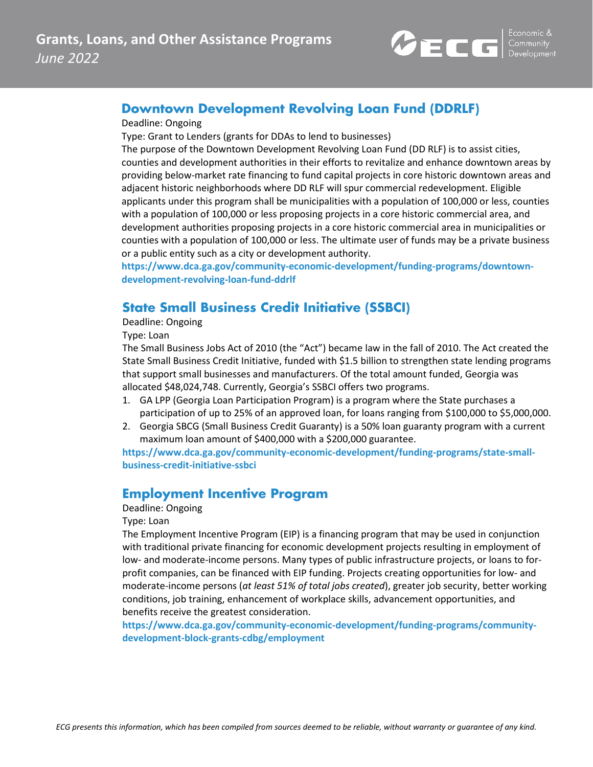## Downtown Development Revolving Loan Fund (DDRLF)

Deadline: Ongoing

Type: Grant to Lenders (grants for DDAs to lend to businesses)

The purpose of the Downtown Development Revolving Loan Fund (DD RLF) is to assist cities, counties and development authorities in their efforts to revitalize and enhance downtown areas by providing below-market rate financing to fund capital projects in core historic downtown areas and adjacent historic neighborhoods where DD RLF will spur commercial redevelopment. Eligible applicants under this program shall be municipalities with a population of 100,000 or less, counties with a population of 100,000 or less proposing projects in a core historic commercial area, and development authorities proposing projects in a core historic commercial area in municipalities or counties with a population of 100,000 or less. The ultimate user of funds may be a private business or a public entity such as a city or development authority.

**https://www.dca.ga.gov/community-economic-development/funding-programs/downtown-development-revolving-loan-fund-ddrlf**

## State Small Business Credit Initiative (SSBCI)

Deadline: Ongoing

Type: Loan

The Small Business Jobs Act of 2010 (the "Act") became law in the fall of 2010. The Act created the State Small Business Credit Initiative, funded with $1.5 billion to strengthen state lending programs that support small businesses and manufacturers. Of the total amount funded, Georgia was allocated $48,024,748. Currently, Georgia's SSBCI offers two programs.

1. GA LPP (Georgia Loan Participation Program) is a program where the State purchases a participation of up to 25% of an approved loan, for loans ranging from $100,000 to $5,000,000.
2. Georgia SBCG (Small Business Credit Guaranty) is a 50% loan guaranty program with a current maximum loan amount of $400,000 with a $200,000 guarantee.

**https://www.dca.ga.gov/community-economic-development/funding-programs/state-small-business-credit-initiative-ssbci**

## Employment Incentive Program

Deadline: Ongoing

Type: Loan

The Employment Incentive Program (EIP) is a financing program that may be used in conjunction with traditional private financing for economic development projects resulting in employment of low- and moderate-income persons. Many types of public infrastructure projects, or loans to for-profit companies, can be financed with EIP funding. Projects creating opportunities for low- and moderate-income persons (*at least 51% of total jobs created*), greater job security, better working conditions, job training, enhancement of workplace skills, advancement opportunities, and benefits receive the greatest consideration.

**https://www.dca.ga.gov/community-economic-development/funding-programs/community-development-block-grants-cdbg/employment**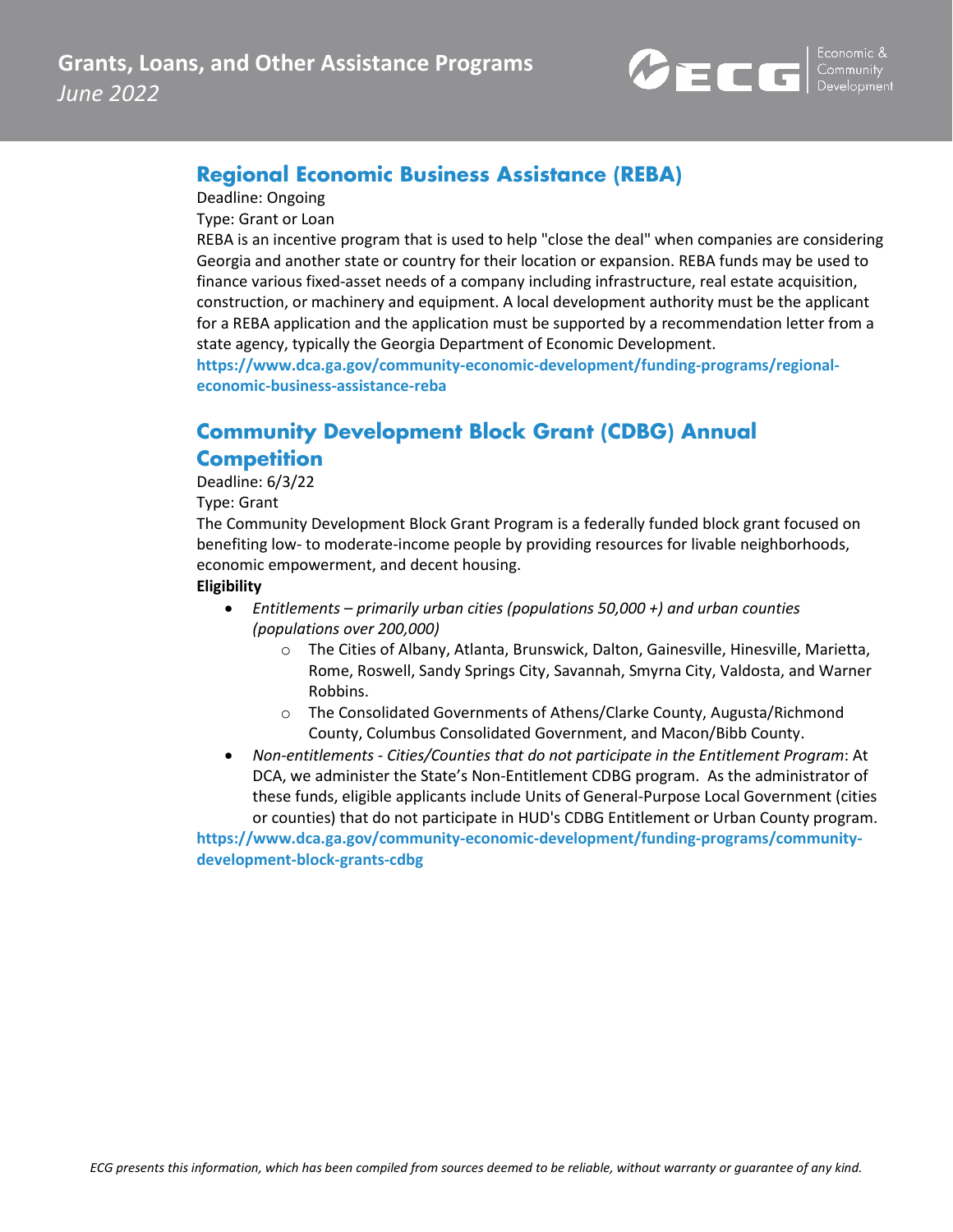## Regional Economic Business Assistance (REBA)

Deadline: Ongoing

Type: Grant or Loan

REBA is an incentive program that is used to help "close the deal" when companies are considering Georgia and another state or country for their location or expansion. REBA funds may be used to finance various fixed-asset needs of a company including infrastructure, real estate acquisition, construction, or machinery and equipment. A local development authority must be the applicant for a REBA application and the application must be supported by a recommendation letter from a state agency, typically the Georgia Department of Economic Development.

**https://www.dca.ga.gov/community-economic-development/funding-programs/regional-economic-business-assistance-reba**

## Community Development Block Grant (CDBG) Annual Competition

Deadline: 6/3/22

Type: Grant

The Community Development Block Grant Program is a federally funded block grant focused on benefiting low- to moderate-income people by providing resources for livable neighborhoods, economic empowerment, and decent housing.

**Eligibility**

- *Entitlements – primarily urban cities (populations 50,000 +) and urban counties (populations over 200,000)*
  - The Cities of Albany, Atlanta, Brunswick, Dalton, Gainesville, Hinesville, Marietta, Rome, Roswell, Sandy Springs City, Savannah, Smyrna City, Valdosta, and Warner Robbins.
  - The Consolidated Governments of Athens/Clarke County, Augusta/Richmond County, Columbus Consolidated Government, and Macon/Bibb County.
- *Non-entitlements - Cities/Counties that do not participate in the Entitlement Program*: At DCA, we administer the State's Non-Entitlement CDBG program. As the administrator of these funds, eligible applicants include Units of General-Purpose Local Government (cities or counties) that do not participate in HUD's CDBG Entitlement or Urban County program.

**https://www.dca.ga.gov/community-economic-development/funding-programs/community-development-block-grants-cdbg**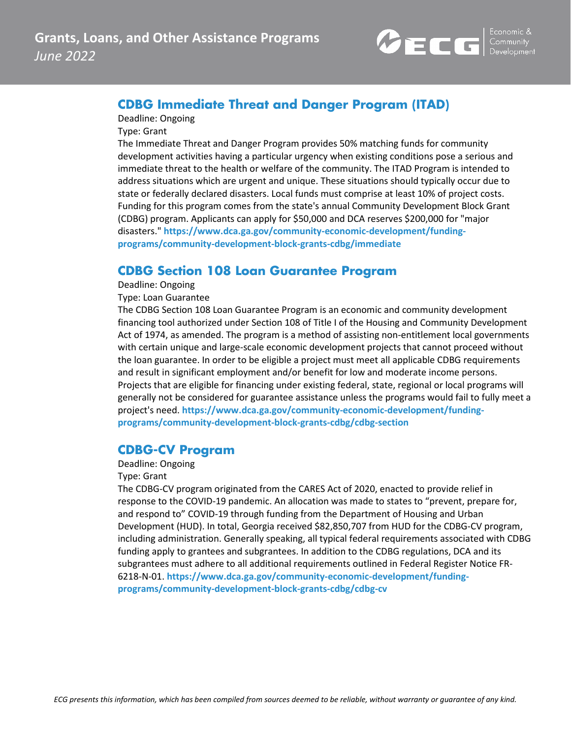## CDBG Immediate Threat and Danger Program (ITAD)

Deadline: Ongoing

Type: Grant

The Immediate Threat and Danger Program provides 50% matching funds for community development activities having a particular urgency when existing conditions pose a serious and immediate threat to the health or welfare of the community. The ITAD Program is intended to address situations which are urgent and unique. These situations should typically occur due to state or federally declared disasters. Local funds must comprise at least 10% of project costs. Funding for this program comes from the state's annual Community Development Block Grant (CDBG) program. Applicants can apply for $50,000 and DCA reserves $200,000 for "major disasters." **https://www.dca.ga.gov/community-economic-development/funding-programs/community-development-block-grants-cdbg/immediate**

## CDBG Section 108 Loan Guarantee Program

Deadline: Ongoing

Type: Loan Guarantee

The CDBG Section 108 Loan Guarantee Program is an economic and community development financing tool authorized under Section 108 of Title I of the Housing and Community Development Act of 1974, as amended. The program is a method of assisting non-entitlement local governments with certain unique and large-scale economic development projects that cannot proceed without the loan guarantee. In order to be eligible a project must meet all applicable CDBG requirements and result in significant employment and/or benefit for low and moderate income persons. Projects that are eligible for financing under existing federal, state, regional or local programs will generally not be considered for guarantee assistance unless the programs would fail to fully meet a project's need. **https://www.dca.ga.gov/community-economic-development/funding-programs/community-development-block-grants-cdbg/cdbg-section**

## CDBG-CV Program

Deadline: Ongoing

Type: Grant

The CDBG-CV program originated from the CARES Act of 2020, enacted to provide relief in response to the COVID-19 pandemic. An allocation was made to states to "prevent, prepare for, and respond to" COVID-19 through funding from the Department of Housing and Urban Development (HUD). In total, Georgia received $82,850,707 from HUD for the CDBG-CV program, including administration. Generally speaking, all typical federal requirements associated with CDBG funding apply to grantees and subgrantees. In addition to the CDBG regulations, DCA and its subgrantees must adhere to all additional requirements outlined in Federal Register Notice FR-6218-N-01. **https://www.dca.ga.gov/community-economic-development/funding-programs/community-development-block-grants-cdbg/cdbg-cv**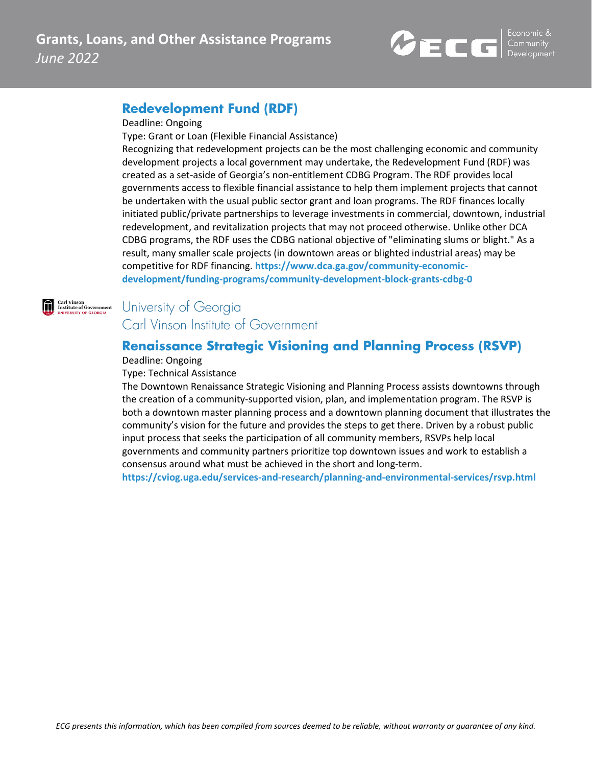## Redevelopment Fund (RDF)

Deadline: Ongoing

Type: Grant or Loan (Flexible Financial Assistance)

Recognizing that redevelopment projects can be the most challenging economic and community development projects a local government may undertake, the Redevelopment Fund (RDF) was created as a set-aside of Georgia's non-entitlement CDBG Program. The RDF provides local governments access to flexible financial assistance to help them implement projects that cannot be undertaken with the usual public sector grant and loan programs. The RDF finances locally initiated public/private partnerships to leverage investments in commercial, downtown, industrial redevelopment, and revitalization projects that may not proceed otherwise. Unlike other DCA CDBG programs, the RDF uses the CDBG national objective of "eliminating slums or blight." As a result, many smaller scale projects (in downtown areas or blighted industrial areas) may be competitive for RDF financing. **https://www.dca.ga.gov/community-economic-development/funding-programs/community-development-block-grants-cdbg-0**

# University of Georgia Carl Vinson Institute of Government

## Renaissance Strategic Visioning and Planning Process (RSVP)

Deadline: Ongoing

Type: Technical Assistance

The Downtown Renaissance Strategic Visioning and Planning Process assists downtowns through the creation of a community-supported vision, plan, and implementation program. The RSVP is both a downtown master planning process and a downtown planning document that illustrates the community's vision for the future and provides the steps to get there. Driven by a robust public input process that seeks the participation of all community members, RSVPs help local governments and community partners prioritize top downtown issues and work to establish a consensus around what must be achieved in the short and long-term.

**https://cviog.uga.edu/services-and-research/planning-and-environmental-services/rsvp.html**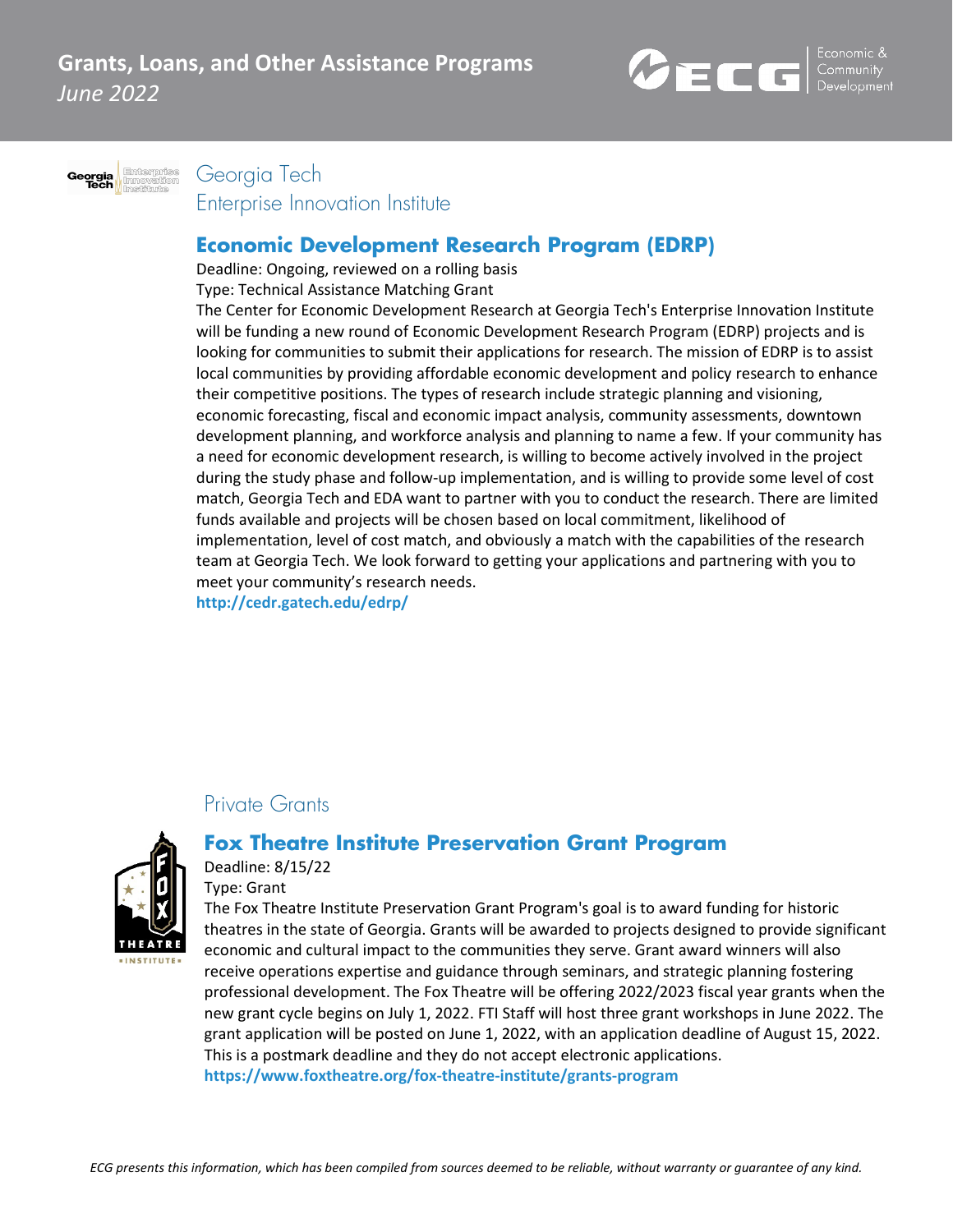## Georgia Tech
## Enterprise Innovation Institute

### Economic Development Research Program (EDRP)

Deadline: Ongoing, reviewed on a rolling basis

Type: Technical Assistance Matching Grant

The Center for Economic Development Research at Georgia Tech's Enterprise Innovation Institute will be funding a new round of Economic Development Research Program (EDRP) projects and is looking for communities to submit their applications for research. The mission of EDRP is to assist local communities by providing affordable economic development and policy research to enhance their competitive positions. The types of research include strategic planning and visioning, economic forecasting, fiscal and economic impact analysis, community assessments, downtown development planning, and workforce analysis and planning to name a few. If your community has a need for economic development research, is willing to become actively involved in the project during the study phase and follow-up implementation, and is willing to provide some level of cost match, Georgia Tech and EDA want to partner with you to conduct the research. There are limited funds available and projects will be chosen based on local commitment, likelihood of implementation, level of cost match, and obviously a match with the capabilities of the research team at Georgia Tech. We look forward to getting your applications and partnering with you to meet your community's research needs.

**http://cedr.gatech.edu/edrp/**

## Private Grants

### Fox Theatre Institute Preservation Grant Program

Deadline: 8/15/22

Type: Grant

The Fox Theatre Institute Preservation Grant Program's goal is to award funding for historic theatres in the state of Georgia. Grants will be awarded to projects designed to provide significant economic and cultural impact to the communities they serve. Grant award winners will also receive operations expertise and guidance through seminars, and strategic planning fostering professional development. The Fox Theatre will be offering 2022/2023 fiscal year grants when the new grant cycle begins on July 1, 2022. FTI Staff will host three grant workshops in June 2022. The grant application will be posted on June 1, 2022, with an application deadline of August 15, 2022. This is a postmark deadline and they do not accept electronic applications.

**https://www.foxtheatre.org/fox-theatre-institute/grants-program**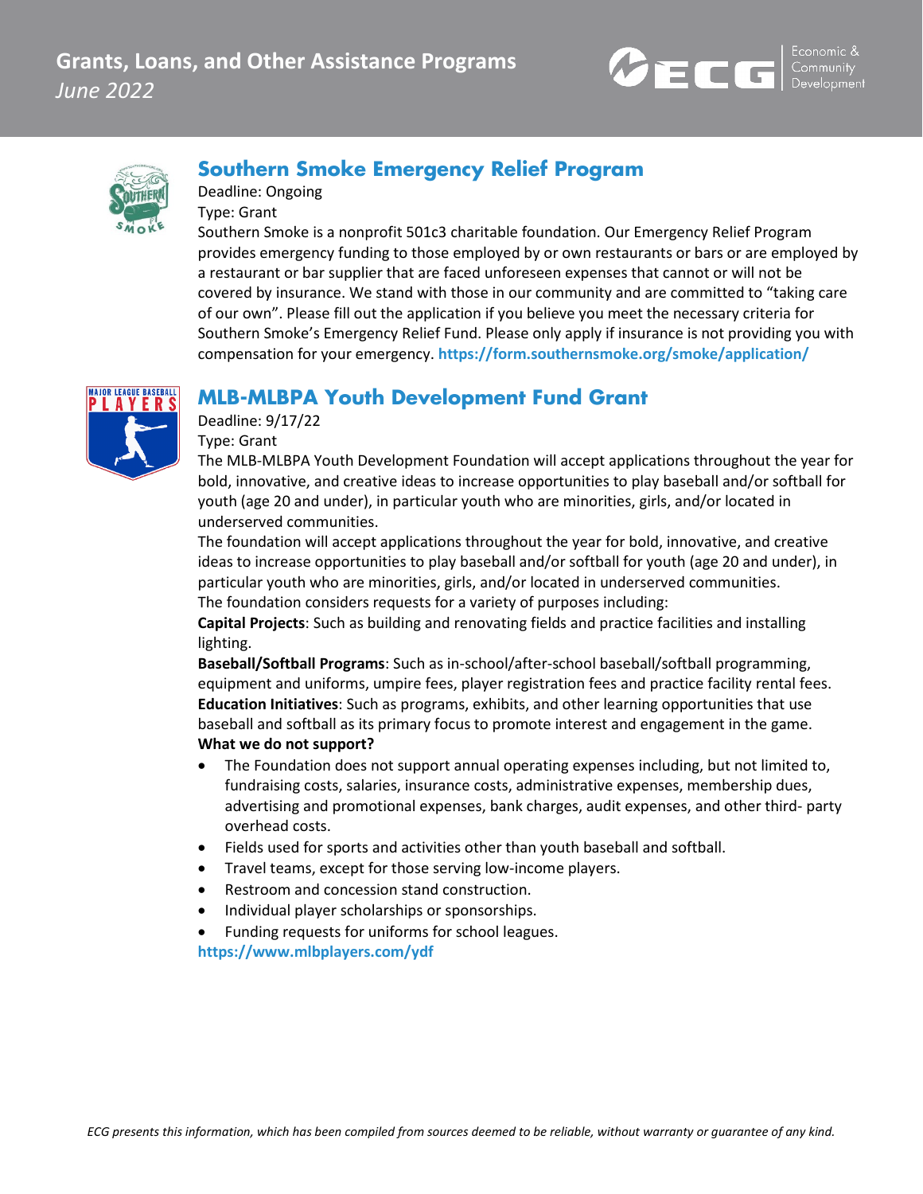## Southern Smoke Emergency Relief Program

Deadline: Ongoing

Type: Grant

Southern Smoke is a nonprofit 501c3 charitable foundation. Our Emergency Relief Program provides emergency funding to those employed by or own restaurants or bars or are employed by a restaurant or bar supplier that are faced unforeseen expenses that cannot or will not be covered by insurance. We stand with those in our community and are committed to "taking care of our own". Please fill out the application if you believe you meet the necessary criteria for Southern Smoke's Emergency Relief Fund. Please only apply if insurance is not providing you with compensation for your emergency. https://form.southernsmoke.org/smoke/application/

## MLB-MLBPA Youth Development Fund Grant

Deadline: 9/17/22

Type: Grant

The MLB-MLBPA Youth Development Foundation will accept applications throughout the year for bold, innovative, and creative ideas to increase opportunities to play baseball and/or softball for youth (age 20 and under), in particular youth who are minorities, girls, and/or located in underserved communities.

The foundation will accept applications throughout the year for bold, innovative, and creative ideas to increase opportunities to play baseball and/or softball for youth (age 20 and under), in particular youth who are minorities, girls, and/or located in underserved communities.

The foundation considers requests for a variety of purposes including:

**Capital Projects**: Such as building and renovating fields and practice facilities and installing lighting.

**Baseball/Softball Programs**: Such as in-school/after-school baseball/softball programming, equipment and uniforms, umpire fees, player registration fees and practice facility rental fees.

**Education Initiatives**: Such as programs, exhibits, and other learning opportunities that use baseball and softball as its primary focus to promote interest and engagement in the game.

**What we do not support?**

- The Foundation does not support annual operating expenses including, but not limited to, fundraising costs, salaries, insurance costs, administrative expenses, membership dues, advertising and promotional expenses, bank charges, audit expenses, and other third- party overhead costs.
- Fields used for sports and activities other than youth baseball and softball.
- Travel teams, except for those serving low-income players.
- Restroom and concession stand construction.
- Individual player scholarships or sponsorships.
- Funding requests for uniforms for school leagues.

https://www.mlbplayers.com/ydf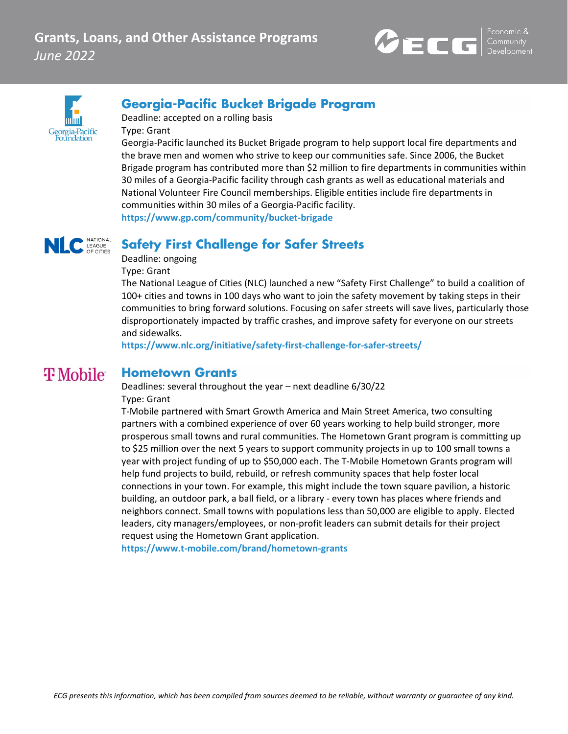## Georgia-Pacific Bucket Brigade Program

Deadline: accepted on a rolling basis

Type: Grant

Georgia-Pacific launched its Bucket Brigade program to help support local fire departments and the brave men and women who strive to keep our communities safe. Since 2006, the Bucket Brigade program has contributed more than $2 million to fire departments in communities within 30 miles of a Georgia-Pacific facility through cash grants as well as educational materials and National Volunteer Fire Council memberships. Eligible entities include fire departments in communities within 30 miles of a Georgia-Pacific facility.

**https://www.gp.com/community/bucket-brigade**

## Safety First Challenge for Safer Streets

Deadline: ongoing

Type: Grant

The National League of Cities (NLC) launched a new "Safety First Challenge" to build a coalition of 100+ cities and towns in 100 days who want to join the safety movement by taking steps in their communities to bring forward solutions. Focusing on safer streets will save lives, particularly those disproportionately impacted by traffic crashes, and improve safety for everyone on our streets and sidewalks.

**https://www.nlc.org/initiative/safety-first-challenge-for-safer-streets/**

## Hometown Grants

Deadlines: several throughout the year – next deadline 6/30/22

Type: Grant

T-Mobile partnered with Smart Growth America and Main Street America, two consulting partners with a combined experience of over 60 years working to help build stronger, more prosperous small towns and rural communities. The Hometown Grant program is committing up to $25 million over the next 5 years to support community projects in up to 100 small towns a year with project funding of up to $50,000 each. The T-Mobile Hometown Grants program will help fund projects to build, rebuild, or refresh community spaces that help foster local connections in your town. For example, this might include the town square pavilion, a historic building, an outdoor park, a ball field, or a library - every town has places where friends and neighbors connect. Small towns with populations less than 50,000 are eligible to apply. Elected leaders, city managers/employees, or non-profit leaders can submit details for their project request using the Hometown Grant application.

**https://www.t-mobile.com/brand/hometown-grants**

*ECG presents this information, which has been compiled from sources deemed to be reliable, without warranty or guarantee of any kind.*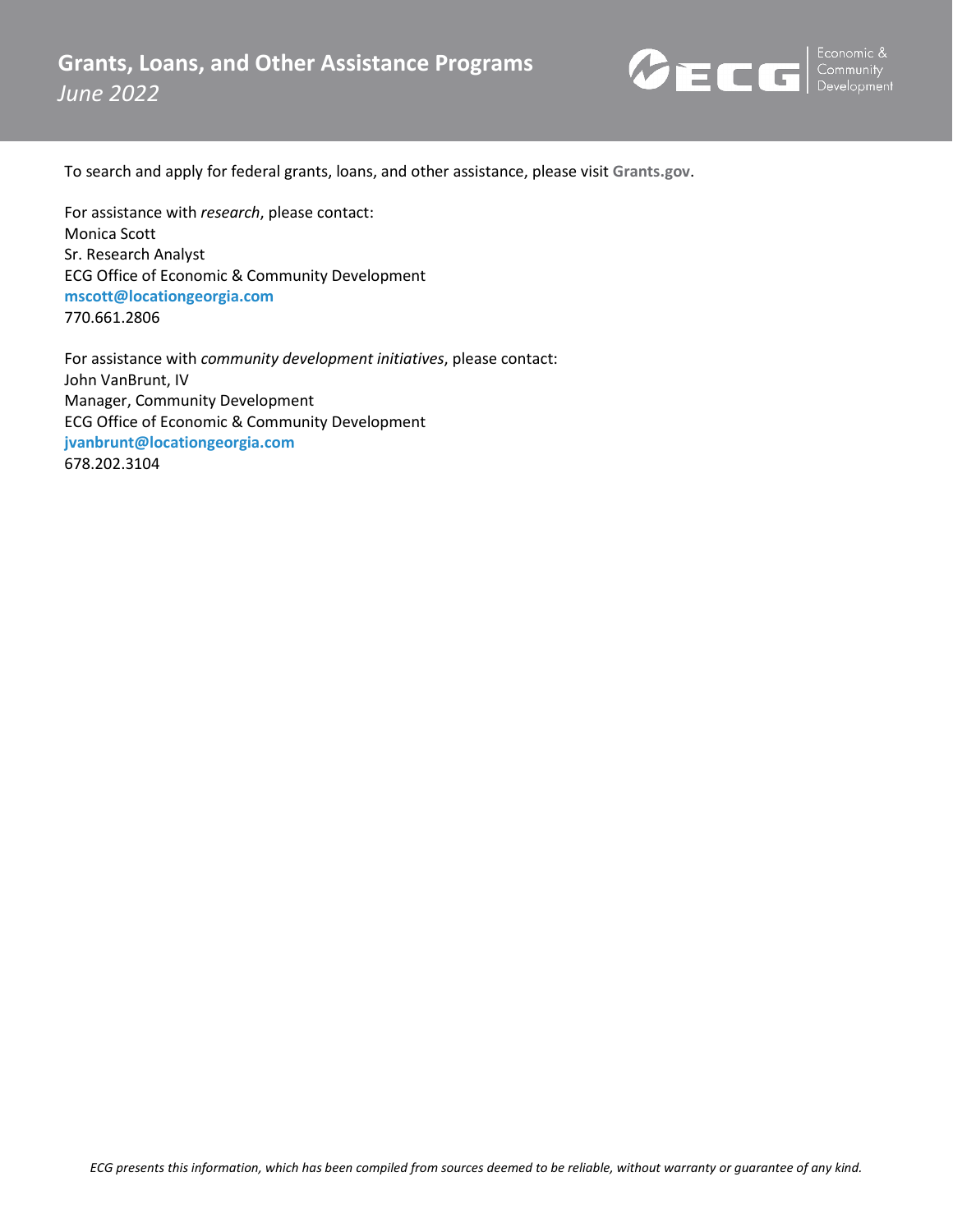# Grants, Loans, and Other Assistance Programs

*June 2022*

To search and apply for federal grants, loans, and other assistance, please visit **Grants.gov**.

For assistance with *research*, please contact:
Monica Scott
Sr. Research Analyst
ECG Office of Economic & Community Development
**mscott@locationgeorgia.com**
770.661.2806

For assistance with *community development initiatives*, please contact:
John VanBrunt, IV
Manager, Community Development
ECG Office of Economic & Community Development
**jvanbrunt@locationgeorgia.com**
678.202.3104

*ECG presents this information, which has been compiled from sources deemed to be reliable, without warranty or guarantee of any kind.*